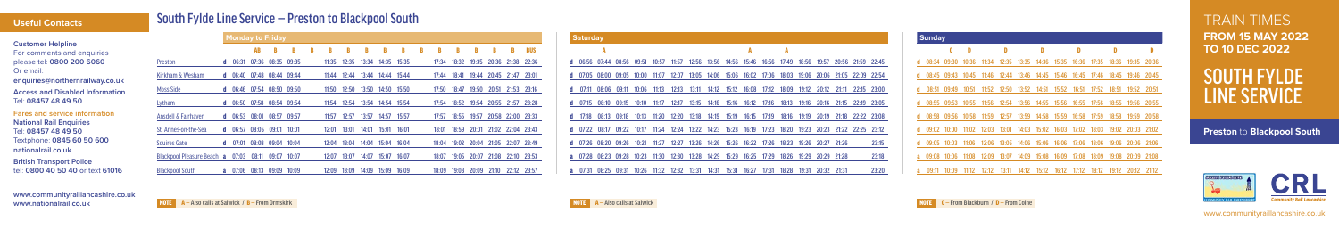# TRAIN TIMES FROM 15 MAY 2022 TO 10 DEC 2022

# SOUTH FYLDE LINE SERVICE

**Preston** to **Blackpool South**

## Useful Contacts

**Customer Helpline**
For comments and enquiries please tel: **0800 200 6060**
Or email: **enquiries@northernrailway.co.uk**

**Access and Disabled Information**
Tel: **08457 48 49 50**

**Fares and service information**
**National Rail Enquiries**
Tel: **08457 48 49 50**
Textphone: **0845 60 50 600**
**nationalrail.co.uk**

**British Transport Police**
tel: **0800 40 50 40** or text **61016**

**www.communityraillancashire.co.uk**
**www.nationalrail.co.uk**

## South Fylde Line Service – Preston to Blackpool South

### Monday to Friday

| | | | AB | B | B | B | B | B | B | B | B | B | B | B | B | BUS |
|---|---|---|---|---|---|---|---|---|---|---|---|---|---|---|---|---|
| Preston | d | 06:31 | 07:36 | 08:35 | 09:35 | 11:35 | 12:35 | 13:34 | 14:35 | 15:35 | 17:34 | 18:32 | 19:35 | 20:36 | 21:38 | 22:36 |
| Kirkham & Wesham | d | 06:40 | 07:48 | 08:44 | 09:44 | 11:44 | 12:44 | 13:44 | 14:44 | 15:44 | 17:44 | 18:41 | 19:44 | 20:45 | 21:47 | 23:01 |
| Moss Side | d | 06:46 | 07:54 | 08:50 | 09:50 | 11:50 | 12:50 | 13:50 | 14:50 | 15:50 | 17:50 | 18:47 | 19:50 | 20:51 | 21:53 | 23:16 |
| Lytham | d | 06:50 | 07:58 | 08:54 | 09:54 | 11:54 | 12:54 | 13:54 | 14:54 | 15:54 | 17:54 | 18:52 | 19:54 | 20:55 | 21:57 | 23:28 |
| Ansdell & Fairhaven | d | 06:53 | 08:01 | 08:57 | 09:57 | 11:57 | 12:57 | 13:57 | 14:57 | 15:57 | 17:57 | 18:55 | 19:57 | 20:58 | 22:00 | 23:33 |
| St. Annes-on-the-Sea | d | 06:57 | 08:05 | 09:01 | 10:01 | 12:01 | 13:01 | 14:01 | 15:01 | 16:01 | 18:01 | 18:59 | 20:01 | 21:02 | 22:04 | 23:43 |
| Squires Gate | d | 07:01 | 08:08 | 09:04 | 10:04 | 12:04 | 13:04 | 14:04 | 15:04 | 16:04 | 18:04 | 19:02 | 20:04 | 21:05 | 22:07 | 23:49 |
| Blackpool Pleasure Beach | a | 07:03 | 08:11 | 09:07 | 10:07 | 12:07 | 13:07 | 14:07 | 15:07 | 16:07 | 18:07 | 19:05 | 20:07 | 21:08 | 22:10 | 23:53 |
| Blackpool South | a | 07:06 | 08:13 | 09:09 | 10:09 | 12:09 | 13:09 | 14:09 | 15:09 | 16:09 | 18:09 | 19:08 | 20:09 | 21:10 | 22:12 | 23:57 |

**NOTE** A – Also calls at Salwick / B – From Ormskirk

### Saturday

| | | A | | | | | | | | | A | | A | | | | | |
|---|---|---|---|---|---|---|---|---|---|---|---|---|---|---|---|---|---|---|
| Preston | d | 06:56 | 07:44 | 08:56 | 09:51 | 10:57 | 11:57 | 12:56 | 13:56 | 14:56 | 15:46 | 16:56 | 17:49 | 18:56 | 19:57 | 20:56 | 21:59 | 22:45 |
| Kirkham & Wesham | d | 07:05 | 08:00 | 09:05 | 10:00 | 11:07 | 12:07 | 13:05 | 14:06 | 15:06 | 16:02 | 17:06 | 18:03 | 19:06 | 20:06 | 21:05 | 22:09 | 22:54 |
| Moss Side | d | 07:11 | 08:06 | 09:11 | 10:06 | 11:13 | 12:13 | 13:11 | 14:12 | 15:12 | 16:08 | 17:12 | 18:09 | 19:12 | 20:12 | 21:11 | 22:15 | 23:00 |
| Lytham | d | 07:15 | 08:10 | 09:15 | 10:10 | 11:17 | 12:17 | 13:15 | 14:16 | 15:16 | 16:12 | 17:16 | 18:13 | 19:16 | 20:16 | 21:15 | 22:19 | 23:05 |
| Ansdell & Fairhaven | d | 07:18 | 08:13 | 09:18 | 10:13 | 11:20 | 12:20 | 13:18 | 14:19 | 15:19 | 16:15 | 17:19 | 18:16 | 19:19 | 20:19 | 21:18 | 22:22 | 23:08 |
| St. Annes-on-the-Sea | d | 07:22 | 08:17 | 09:22 | 10:17 | 11:24 | 12:24 | 13:22 | 14:23 | 15:23 | 16:19 | 17:23 | 18:20 | 19:23 | 20:23 | 21:22 | 22:25 | 23:12 |
| Squires Gate | d | 07:26 | 08:20 | 09:26 | 10:21 | 11:27 | 12:27 | 13:26 | 14:26 | 15:26 | 16:22 | 17:26 | 18:23 | 19:26 | 20:27 | 21:26 | | 23:15 |
| Blackpool Pleasure Beach | a | 07:28 | 08:23 | 09:28 | 10:23 | 11:30 | 12:30 | 13:28 | 14:29 | 15:29 | 16:25 | 17:29 | 18:26 | 19:29 | 20:29 | 21:28 | | 23:18 |
| Blackpool South | a | 07:31 | 08:25 | 09:31 | 10:26 | 11:32 | 12:32 | 13:31 | 14:31 | 15:31 | 16:27 | 17:31 | 18:28 | 19:31 | 20:32 | 21:31 | | 23:20 |

**NOTE** A – Also calls at Salwick

### Sunday

| | | C | | D | | | D | | D | | | D | | D |
|---|---|---|---|---|---|---|---|---|---|---|---|---|---|---|
| Preston | d | 08:34 | 09:30 | 10:36 | 11:34 | 12:35 | 13:35 | 14:35 | 15:35 | 16:36 | 17:35 | 18:36 | 19:35 | 20:36 |
| Kirkham & Wesham | d | 08:45 | 09:43 | 10:45 | 11:46 | 12:44 | 13:46 | 14:46 | 15:46 | 16:45 | 17:46 | 18:45 | 19:46 | 20:45 |
| Moss Side | d | 08:51 | 09:49 | 10:51 | 11:52 | 12:50 | 13:52 | 14:51 | 15:52 | 16:51 | 17:52 | 18:51 | 19:52 | 20:51 |
| Lytham | d | 08:55 | 09:53 | 10:55 | 11:56 | 12:54 | 13:56 | 14:55 | 15:56 | 16:55 | 17:56 | 18:55 | 19:56 | 20:55 |
| Ansdell & Fairhaven | d | 08:58 | 09:56 | 10:58 | 11:59 | 12:57 | 13:59 | 14:58 | 15:59 | 16:58 | 17:59 | 18:58 | 19:59 | 20:58 |
| St. Annes-on-the-Sea | d | 09:02 | 10:00 | 11:02 | 12:03 | 13:01 | 14:03 | 15:02 | 16:03 | 17:02 | 18:03 | 19:02 | 20:03 | 21:02 |
| Squires Gate | d | 09:05 | 10:03 | 11:06 | 12:06 | 13:05 | 14:06 | 15:06 | 16:06 | 17:06 | 18:06 | 19:06 | 20:06 | 21:06 |
| Blackpool Pleasure Beach | a | 09:08 | 10:06 | 11:08 | 12:09 | 13:07 | 14:09 | 15:08 | 16:09 | 17:08 | 18:09 | 19:08 | 20:09 | 21:08 |
| Blackpool South | a | 09:11 | 10:09 | 11:12 | 12:12 | 13:11 | 14:12 | 15:12 | 16:12 | 17:12 | 18:12 | 19:12 | 20:12 | 21:12 |

**NOTE** C – From Blackburn / D – From Colne

www.communityraillancashire.co.uk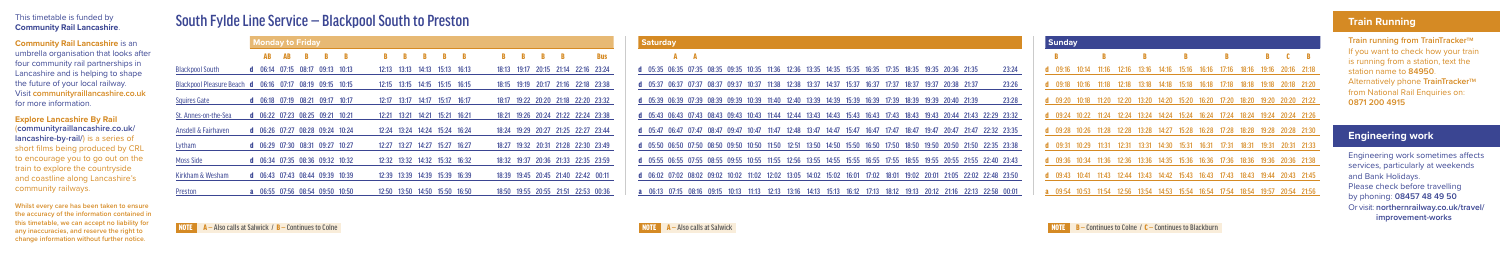This timetable is funded by **Community Rail Lancashire**.

**Community Rail Lancashire** is an umbrella organisation that looks after four community rail partnerships in Lancashire and is helping to shape the future of your local railway. Visit **communityraillancashire.co.uk** for more information.

**Explore Lancashire By Rail** (**communityraillancashire.co.uk/lancashire-by-rail/**) is a series of short films being produced by CRL to encourage you to go out on the train to explore the countryside and coastline along Lancashire's community railways.

Whilst every care has been taken to ensure the accuracy of the information contained in this timetable, we can accept no liability for any inaccuracies, and reserve the right to change information without further notice.

# South Fylde Line Service – Blackpool South to Preston

## Monday to Friday

| | | AB | AB | B | B | B | B | B | B | B | B | B | B | B | B | B | Bus |
|---|---|---|---|---|---|---|---|---|---|---|---|---|---|---|---|---|---|
| Blackpool South | d | 06:14 | 07:15 | 08:17 | 09:13 | 10:13 | 12:13 | 13:13 | 14:13 | 15:13 | 16:13 | 18:13 | 19:17 | 20:15 | 21:14 | 22:16 | 23:24 |
| Blackpool Pleasure Beach | d | 06:16 | 07:17 | 08:19 | 09:15 | 10:15 | 12:15 | 13:15 | 14:15 | 15:15 | 16:15 | 18:15 | 19:19 | 20:17 | 21:16 | 22:18 | 23:38 |
| Squires Gate | d | 06:18 | 07:19 | 08:21 | 09:17 | 10:17 | 12:17 | 13:17 | 14:17 | 15:17 | 16:17 | 18:17 | 19:22 | 20:20 | 21:18 | 22:20 | 23:32 |
| St. Annes-on-the-Sea | d | 06:22 | 07:23 | 08:25 | 09:21 | 10:21 | 12:21 | 13:21 | 14:21 | 15:21 | 16:21 | 18:21 | 19:26 | 20:24 | 21:22 | 22:24 | 23:38 |
| Ansdell & Fairhaven | d | 06:26 | 07:27 | 08:28 | 09:24 | 10:24 | 12:24 | 13:24 | 14:24 | 15:24 | 16:24 | 18:24 | 19:29 | 20:27 | 21:25 | 22:27 | 23:44 |
| Lytham | d | 06:29 | 07:30 | 08:31 | 09:27 | 10:27 | 12:27 | 13:27 | 14:27 | 15:27 | 16:27 | 18:27 | 19:32 | 20:30 | 21:28 | 22:30 | 23:49 |
| Moss Side | d | 06:34 | 07:35 | 08:36 | 09:32 | 10:32 | 12:32 | 13:32 | 14:32 | 15:32 | 16:32 | 18:32 | 19:37 | 20:36 | 21:33 | 22:35 | 23:59 |
| Kirkham & Wesham | d | 06:43 | 07:43 | 08:44 | 09:39 | 10:39 | 12:39 | 13:39 | 14:39 | 15:39 | 16:39 | 18:39 | 19:45 | 20:45 | 21:40 | 22:42 | 00:11 |
| Preston | a | 06:55 | 07:56 | 08:54 | 09:50 | 10:50 | 12:50 | 13:50 | 14:50 | 15:50 | 16:50 | 18:50 | 19:55 | 20:55 | 21:51 | 22:53 | 00:36 |

NOTE A – Also calls at Salwick / B – Continues to Colne

## Saturday

| | | A | A | | | | | | | | | | | | | | | | | |
|---|---|---|---|---|---|---|---|---|---|---|---|---|---|---|---|---|---|---|---|---|
| Blackpool South | d | 05:35 | 06:35 | 07:35 | 08:35 | 09:35 | 10:35 | 11:36 | 12:36 | 13:35 | 14:35 | 15:35 | 16:35 | 17:35 | 18:35 | 19:35 | 20:36 | 21:35 | | 23:24 |
| Blackpool Pleasure Beach | d | 05:37 | 06:37 | 07:37 | 08:37 | 09:37 | 10:37 | 11:38 | 12:38 | 13:37 | 14:37 | 15:37 | 16:37 | 17:37 | 18:37 | 19:37 | 20:38 | 21:37 | | 23:26 |
| Squires Gate | d | 05:39 | 06:39 | 07:39 | 08:39 | 09:39 | 10:39 | 11:40 | 12:40 | 13:39 | 14:39 | 15:39 | 16:39 | 17:39 | 18:39 | 19:39 | 20:40 | 21:39 | | 23:28 |
| St. Annes-on-the-Sea | d | 05:43 | 06:43 | 07:43 | 08:43 | 09:43 | 10:43 | 11:44 | 12:44 | 13:43 | 14:43 | 15:43 | 16:43 | 17:43 | 18:43 | 19:43 | 20:44 | 21:43 | 22:29 | 23:32 |
| Ansdell & Fairhaven | d | 05:47 | 06:47 | 07:47 | 08:47 | 09:47 | 10:47 | 11:47 | 12:48 | 13:47 | 14:47 | 15:47 | 16:47 | 17:47 | 18:47 | 19:47 | 20:47 | 21:47 | 22:32 | 23:35 |
| Lytham | d | 05:50 | 06:50 | 07:50 | 08:50 | 09:50 | 10:50 | 11:50 | 12:51 | 13:50 | 14:50 | 15:50 | 16:50 | 17:50 | 18:50 | 19:50 | 20:50 | 21:50 | 22:35 | 23:38 |
| Moss Side | d | 05:55 | 06:55 | 07:55 | 08:55 | 09:55 | 10:55 | 11:55 | 12:56 | 13:55 | 14:55 | 15:55 | 16:55 | 17:55 | 18:55 | 19:55 | 20:55 | 21:55 | 22:40 | 23:43 |
| Kirkham & Wesham | d | 06:02 | 07:02 | 08:02 | 09:02 | 10:02 | 11:02 | 12:02 | 13:05 | 14:02 | 15:02 | 16:01 | 17:02 | 18:01 | 19:02 | 20:01 | 21:05 | 22:02 | 22:48 | 23:50 |
| Preston | a | 06:13 | 07:15 | 08:16 | 09:15 | 10:13 | 11:13 | 12:13 | 13:16 | 14:13 | 15:13 | 16:12 | 17:13 | 18:12 | 19:13 | 20:12 | 21:16 | 22:13 | 22:58 | 00:01 |

NOTE A – Also calls at Salwick

## Sunday

| | | B | | B | | B | | B | | B | | B | | B | C | B |
|---|---|---|---|---|---|---|---|---|---|---|---|---|---|---|---|---|
| Blackpool South | d | 09:16 | 10:14 | 11:16 | 12:16 | 13:16 | 14:16 | 15:16 | 16:16 | 17:16 | 18:16 | 19:16 | 20:16 | 21:18 | | |
| Blackpool Pleasure Beach | d | 09:18 | 10:16 | 11:18 | 12:18 | 13:18 | 14:18 | 15:18 | 16:18 | 17:18 | 18:18 | 19:18 | 20:18 | 21:20 | | |
| Squires Gate | d | 09:20 | 10:18 | 11:20 | 12:20 | 13:20 | 14:20 | 15:20 | 16:20 | 17:20 | 18:20 | 19:20 | 20:20 | 21:22 | | |
| St. Annes-on-the-Sea | d | 09:24 | 10:22 | 11:24 | 12:24 | 13:24 | 14:24 | 15:24 | 16:24 | 17:24 | 18:24 | 19:24 | 20:24 | 21:26 | | |
| Ansdell & Fairhaven | d | 09:28 | 10:26 | 11:28 | 12:28 | 13:28 | 14:27 | 15:28 | 16:28 | 17:28 | 18:28 | 19:28 | 20:28 | 21:30 | | |
| Lytham | d | 09:31 | 10:29 | 11:31 | 12:31 | 13:31 | 14:30 | 15:31 | 16:31 | 17:31 | 18:31 | 19:31 | 20:31 | 21:33 | | |
| Moss Side | d | 09:36 | 10:34 | 11:36 | 12:36 | 13:36 | 14:35 | 15:36 | 16:36 | 17:36 | 18:36 | 19:36 | 20:36 | 21:38 | | |
| Kirkham & Wesham | d | 09:43 | 10:41 | 11:43 | 12:44 | 13:43 | 14:42 | 15:43 | 16:43 | 17:43 | 18:43 | 19:44 | 20:43 | 21:45 | | |
| Preston | a | 09:54 | 10:53 | 11:54 | 12:56 | 13:54 | 14:53 | 15:54 | 16:54 | 17:54 | 18:54 | 19:57 | 20:54 | 21:56 | | |

NOTE B – Continues to Colne / C – Continues to Blackburn

## Train Running

**Train running from TrainTracker™**
If you want to check how your train is running from a station, text the station name to **84950**.
Alternatively phone **TrainTracker™** from National Rail Enquiries on: **0871 200 4915**

## Engineering work

Engineering work sometimes affects services, particularly at weekends and Bank Holidays.
Please check before travelling by phoning: **08457 48 49 50**
Or visit: **northernrailway.co.uk/travel/improvement-works**